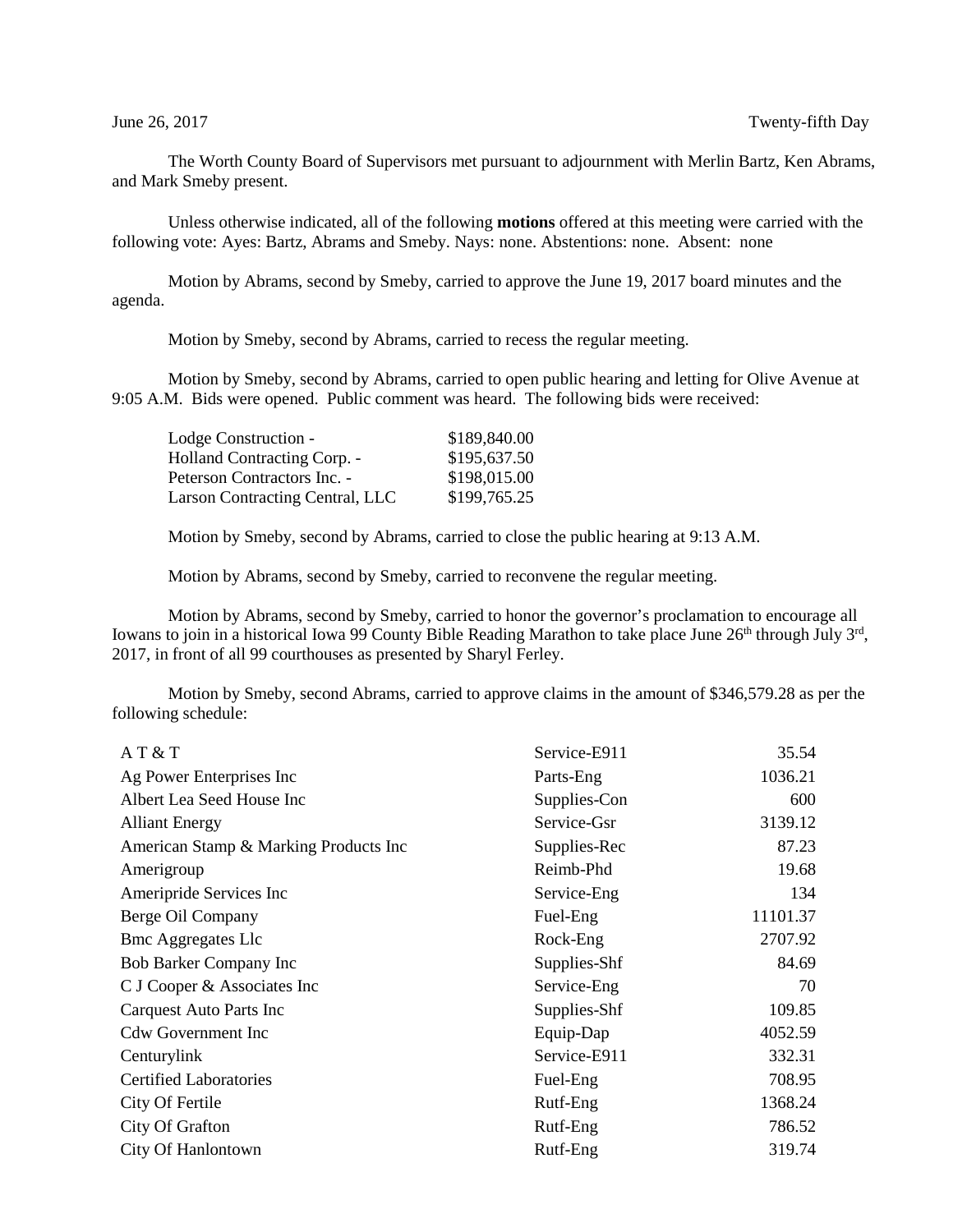June 26, 2017 Twenty-fifth Day

The Worth County Board of Supervisors met pursuant to adjournment with Merlin Bartz, Ken Abrams, and Mark Smeby present.

Unless otherwise indicated, all of the following **motions** offered at this meeting were carried with the following vote: Ayes: Bartz, Abrams and Smeby. Nays: none. Abstentions: none. Absent: none

Motion by Abrams, second by Smeby, carried to approve the June 19, 2017 board minutes and the agenda.

Motion by Smeby, second by Abrams, carried to recess the regular meeting.

Motion by Smeby, second by Abrams, carried to open public hearing and letting for Olive Avenue at 9:05 A.M. Bids were opened. Public comment was heard. The following bids were received:

| | |
|---|---|
| Lodge Construction - | \$189,840.00 |
| Holland Contracting Corp. - | \$195,637.50 |
| Peterson Contractors Inc. - | \$198,015.00 |
| Larson Contracting Central, LLC | \$199,765.25 |

Motion by Smeby, second by Abrams, carried to close the public hearing at 9:13 A.M.

Motion by Abrams, second by Smeby, carried to reconvene the regular meeting.

Motion by Abrams, second by Smeby, carried to honor the governor's proclamation to encourage all Iowans to join in a historical Iowa 99 County Bible Reading Marathon to take place June 26th through July 3rd, 2017, in front of all 99 courthouses as presented by Sharyl Ferley.

Motion by Smeby, second Abrams, carried to approve claims in the amount of \$346,579.28 as per the following schedule:

| | | |
|---|---|---|
| A T & T | Service-E911 | 35.54 |
| Ag Power Enterprises Inc | Parts-Eng | 1036.21 |
| Albert Lea Seed House Inc | Supplies-Con | 600 |
| Alliant Energy | Service-Gsr | 3139.12 |
| American Stamp & Marking Products Inc | Supplies-Rec | 87.23 |
| Amerigroup | Reimb-Phd | 19.68 |
| Ameripride Services Inc | Service-Eng | 134 |
| Berge Oil Company | Fuel-Eng | 11101.37 |
| Bmc Aggregates Llc | Rock-Eng | 2707.92 |
| Bob Barker Company Inc | Supplies-Shf | 84.69 |
| C J Cooper & Associates Inc | Service-Eng | 70 |
| Carquest Auto Parts Inc | Supplies-Shf | 109.85 |
| Cdw Government Inc | Equip-Dap | 4052.59 |
| Centurylink | Service-E911 | 332.31 |
| Certified Laboratories | Fuel-Eng | 708.95 |
| City Of Fertile | Rutf-Eng | 1368.24 |
| City Of Grafton | Rutf-Eng | 786.52 |
| City Of Hanlontown | Rutf-Eng | 319.74 |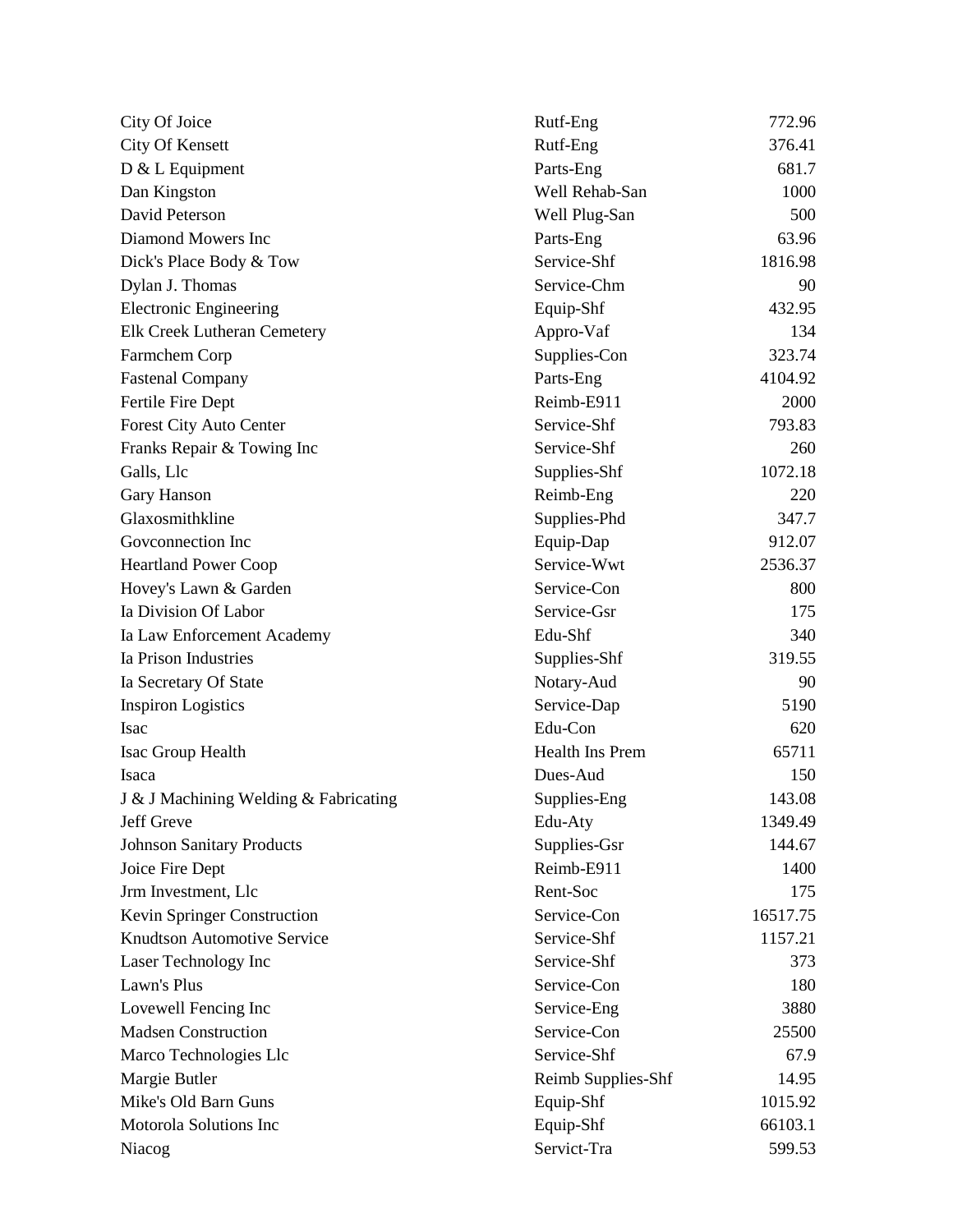| | | |
|---|---|---|
| City Of Joice | Rutf-Eng | 772.96 |
| City Of Kensett | Rutf-Eng | 376.41 |
| D & L Equipment | Parts-Eng | 681.7 |
| Dan Kingston | Well Rehab-San | 1000 |
| David Peterson | Well Plug-San | 500 |
| Diamond Mowers Inc | Parts-Eng | 63.96 |
| Dick's Place Body & Tow | Service-Shf | 1816.98 |
| Dylan J. Thomas | Service-Chm | 90 |
| Electronic Engineering | Equip-Shf | 432.95 |
| Elk Creek Lutheran Cemetery | Appro-Vaf | 134 |
| Farmchem Corp | Supplies-Con | 323.74 |
| Fastenal Company | Parts-Eng | 4104.92 |
| Fertile Fire Dept | Reimb-E911 | 2000 |
| Forest City Auto Center | Service-Shf | 793.83 |
| Franks Repair & Towing Inc | Service-Shf | 260 |
| Galls, Llc | Supplies-Shf | 1072.18 |
| Gary Hanson | Reimb-Eng | 220 |
| Glaxosmithkline | Supplies-Phd | 347.7 |
| Govconnection Inc | Equip-Dap | 912.07 |
| Heartland Power Coop | Service-Wwt | 2536.37 |
| Hovey's Lawn & Garden | Service-Con | 800 |
| Ia Division Of Labor | Service-Gsr | 175 |
| Ia Law Enforcement Academy | Edu-Shf | 340 |
| Ia Prison Industries | Supplies-Shf | 319.55 |
| Ia Secretary Of State | Notary-Aud | 90 |
| Inspiron Logistics | Service-Dap | 5190 |
| Isac | Edu-Con | 620 |
| Isac Group Health | Health Ins Prem | 65711 |
| Isaca | Dues-Aud | 150 |
| J & J Machining Welding & Fabricating | Supplies-Eng | 143.08 |
| Jeff Greve | Edu-Aty | 1349.49 |
| Johnson Sanitary Products | Supplies-Gsr | 144.67 |
| Joice Fire Dept | Reimb-E911 | 1400 |
| Jrm Investment, Llc | Rent-Soc | 175 |
| Kevin Springer Construction | Service-Con | 16517.75 |
| Knudtson Automotive Service | Service-Shf | 1157.21 |
| Laser Technology Inc | Service-Shf | 373 |
| Lawn's Plus | Service-Con | 180 |
| Lovewell Fencing Inc | Service-Eng | 3880 |
| Madsen Construction | Service-Con | 25500 |
| Marco Technologies Llc | Service-Shf | 67.9 |
| Margie Butler | Reimb Supplies-Shf | 14.95 |
| Mike's Old Barn Guns | Equip-Shf | 1015.92 |
| Motorola Solutions Inc | Equip-Shf | 66103.1 |
| Niacog | Servict-Tra | 599.53 |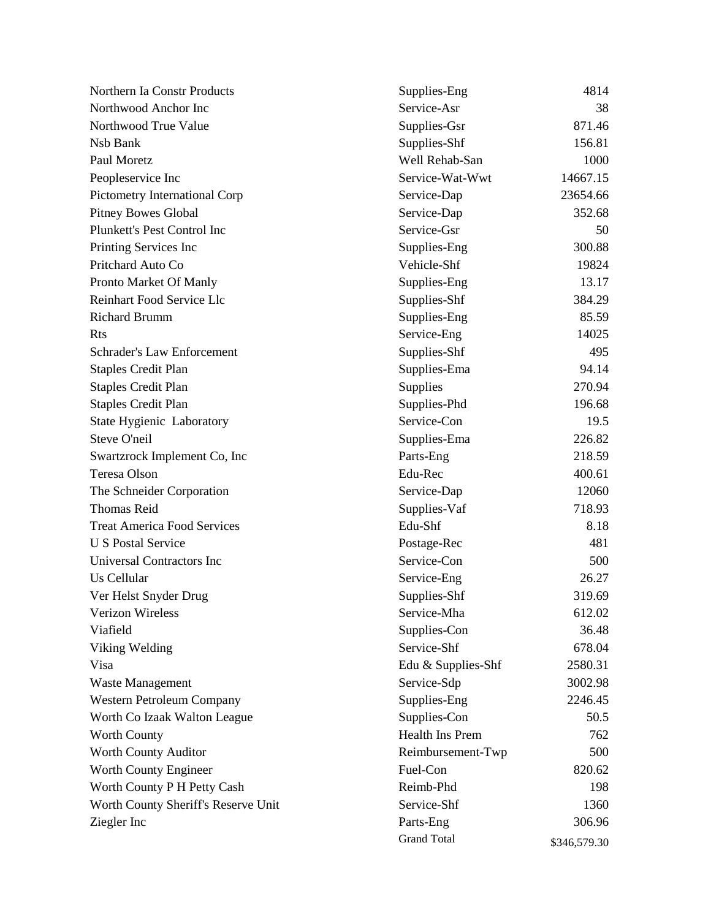| | | |
|---|---|---|
| Northern Ia Constr Products | Supplies-Eng | 4814 |
| Northwood Anchor Inc | Service-Asr | 38 |
| Northwood True Value | Supplies-Gsr | 871.46 |
| Nsb Bank | Supplies-Shf | 156.81 |
| Paul Moretz | Well Rehab-San | 1000 |
| Peopleservice Inc | Service-Wat-Wwt | 14667.15 |
| Pictometry International Corp | Service-Dap | 23654.66 |
| Pitney Bowes Global | Service-Dap | 352.68 |
| Plunkett's Pest Control Inc | Service-Gsr | 50 |
| Printing Services Inc | Supplies-Eng | 300.88 |
| Pritchard Auto Co | Vehicle-Shf | 19824 |
| Pronto Market Of Manly | Supplies-Eng | 13.17 |
| Reinhart Food Service Llc | Supplies-Shf | 384.29 |
| Richard Brumm | Supplies-Eng | 85.59 |
| Rts | Service-Eng | 14025 |
| Schrader's Law Enforcement | Supplies-Shf | 495 |
| Staples Credit Plan | Supplies-Ema | 94.14 |
| Staples Credit Plan | Supplies | 270.94 |
| Staples Credit Plan | Supplies-Phd | 196.68 |
| State Hygienic Laboratory | Service-Con | 19.5 |
| Steve O'neil | Supplies-Ema | 226.82 |
| Swartzrock Implement Co, Inc | Parts-Eng | 218.59 |
| Teresa Olson | Edu-Rec | 400.61 |
| The Schneider Corporation | Service-Dap | 12060 |
| Thomas Reid | Supplies-Vaf | 718.93 |
| Treat America Food Services | Edu-Shf | 8.18 |
| U S Postal Service | Postage-Rec | 481 |
| Universal Contractors Inc | Service-Con | 500 |
| Us Cellular | Service-Eng | 26.27 |
| Ver Helst Snyder Drug | Supplies-Shf | 319.69 |
| Verizon Wireless | Service-Mha | 612.02 |
| Viafield | Supplies-Con | 36.48 |
| Viking Welding | Service-Shf | 678.04 |
| Visa | Edu & Supplies-Shf | 2580.31 |
| Waste Management | Service-Sdp | 3002.98 |
| Western Petroleum Company | Supplies-Eng | 2246.45 |
| Worth Co Izaak Walton League | Supplies-Con | 50.5 |
| Worth County | Health Ins Prem | 762 |
| Worth County Auditor | Reimbursement-Twp | 500 |
| Worth County Engineer | Fuel-Con | 820.62 |
| Worth County P H Petty Cash | Reimb-Phd | 198 |
| Worth County Sheriff's Reserve Unit | Service-Shf | 1360 |
| Ziegler Inc | Parts-Eng | 306.96 |
| | Grand Total | $346,579.30 |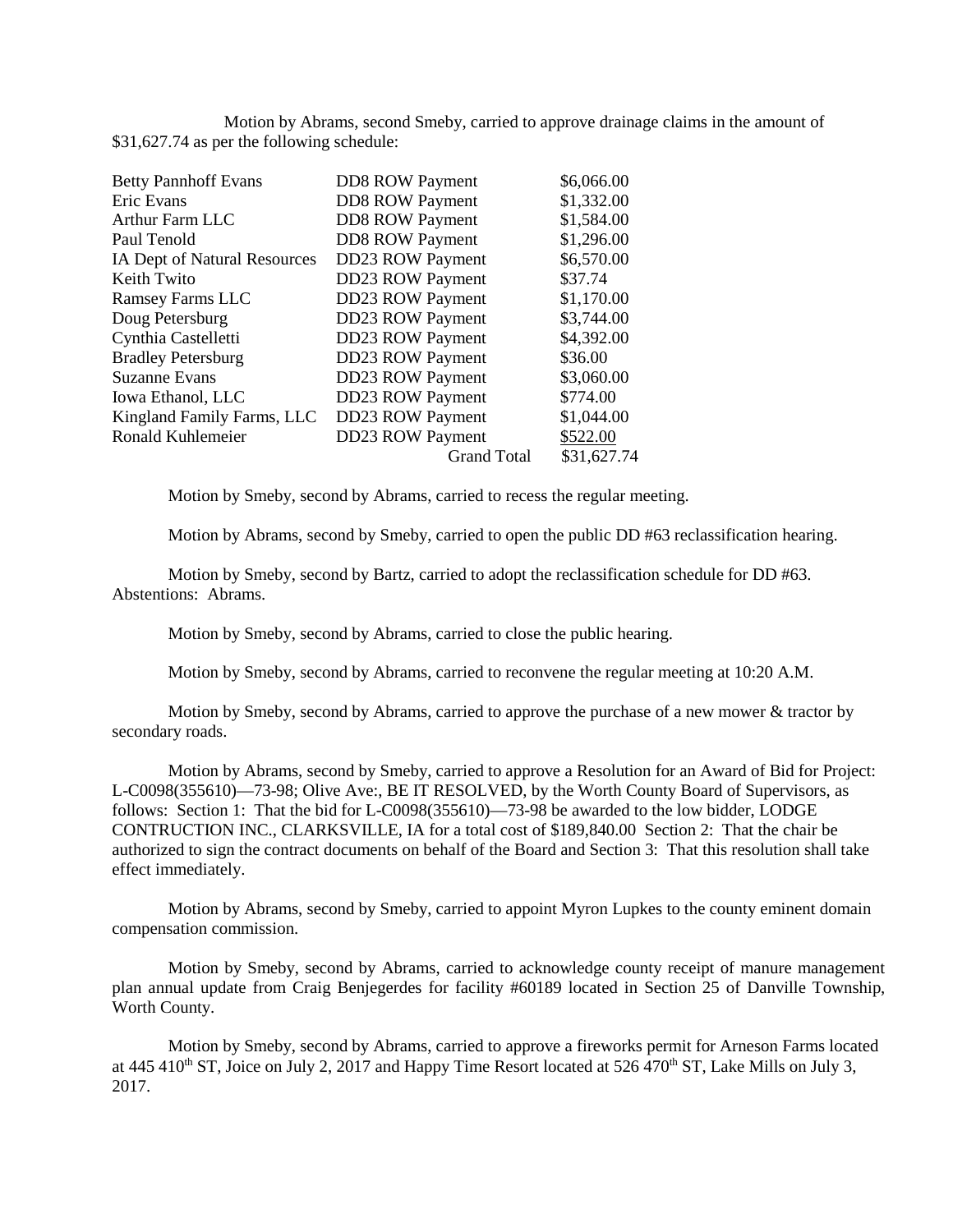Motion by Abrams, second Smeby, carried to approve drainage claims in the amount of $31,627.74 as per the following schedule:

| | | |
|---|---|---|
| Betty Pannhoff Evans | DD8 ROW Payment | $6,066.00 |
| Eric Evans | DD8 ROW Payment | $1,332.00 |
| Arthur Farm LLC | DD8 ROW Payment | $1,584.00 |
| Paul Tenold | DD8 ROW Payment | $1,296.00 |
| IA Dept of Natural Resources | DD23 ROW Payment | $6,570.00 |
| Keith Twito | DD23 ROW Payment | $37.74 |
| Ramsey Farms LLC | DD23 ROW Payment | $1,170.00 |
| Doug Petersburg | DD23 ROW Payment | $3,744.00 |
| Cynthia Castelletti | DD23 ROW Payment | $4,392.00 |
| Bradley Petersburg | DD23 ROW Payment | $36.00 |
| Suzanne Evans | DD23 ROW Payment | $3,060.00 |
| Iowa Ethanol, LLC | DD23 ROW Payment | $774.00 |
| Kingland Family Farms, LLC | DD23 ROW Payment | $1,044.00 |
| Ronald Kuhlemeier | DD23 ROW Payment | $522.00 |
| | Grand Total | $31,627.74 |

Motion by Smeby, second by Abrams, carried to recess the regular meeting.

Motion by Abrams, second by Smeby, carried to open the public DD #63 reclassification hearing.

Motion by Smeby, second by Bartz, carried to adopt the reclassification schedule for DD #63. Abstentions: Abrams.

Motion by Smeby, second by Abrams, carried to close the public hearing.

Motion by Smeby, second by Abrams, carried to reconvene the regular meeting at 10:20 A.M.

Motion by Smeby, second by Abrams, carried to approve the purchase of a new mower & tractor by secondary roads.

Motion by Abrams, second by Smeby, carried to approve a Resolution for an Award of Bid for Project: L-C0098(355610)—73-98; Olive Ave:, BE IT RESOLVED, by the Worth County Board of Supervisors, as follows: Section 1: That the bid for L-C0098(355610)—73-98 be awarded to the low bidder, LODGE CONTRUCTION INC., CLARKSVILLE, IA for a total cost of $189,840.00 Section 2: That the chair be authorized to sign the contract documents on behalf of the Board and Section 3: That this resolution shall take effect immediately.

Motion by Abrams, second by Smeby, carried to appoint Myron Lupkes to the county eminent domain compensation commission.

Motion by Smeby, second by Abrams, carried to acknowledge county receipt of manure management plan annual update from Craig Benjegerdes for facility #60189 located in Section 25 of Danville Township, Worth County.

Motion by Smeby, second by Abrams, carried to approve a fireworks permit for Arneson Farms located at 445 410th ST, Joice on July 2, 2017 and Happy Time Resort located at 526 470th ST, Lake Mills on July 3, 2017.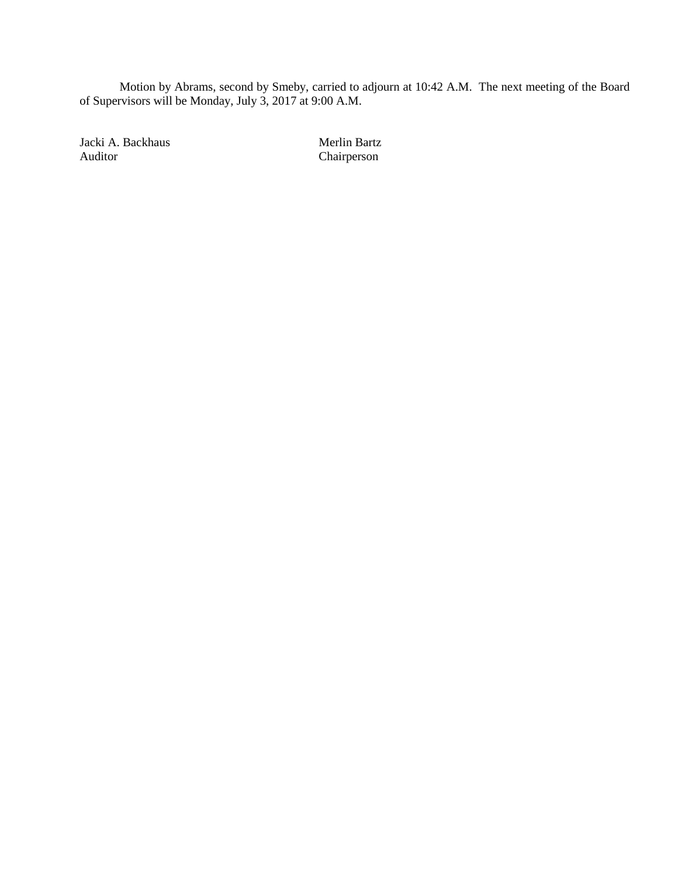Motion by Abrams, second by Smeby, carried to adjourn at 10:42 A.M. The next meeting of the Board of Supervisors will be Monday, July 3, 2017 at 9:00 A.M.

| | |
|---|---|
| Jacki A. Backhaus | Merlin Bartz |
| Auditor | Chairperson |